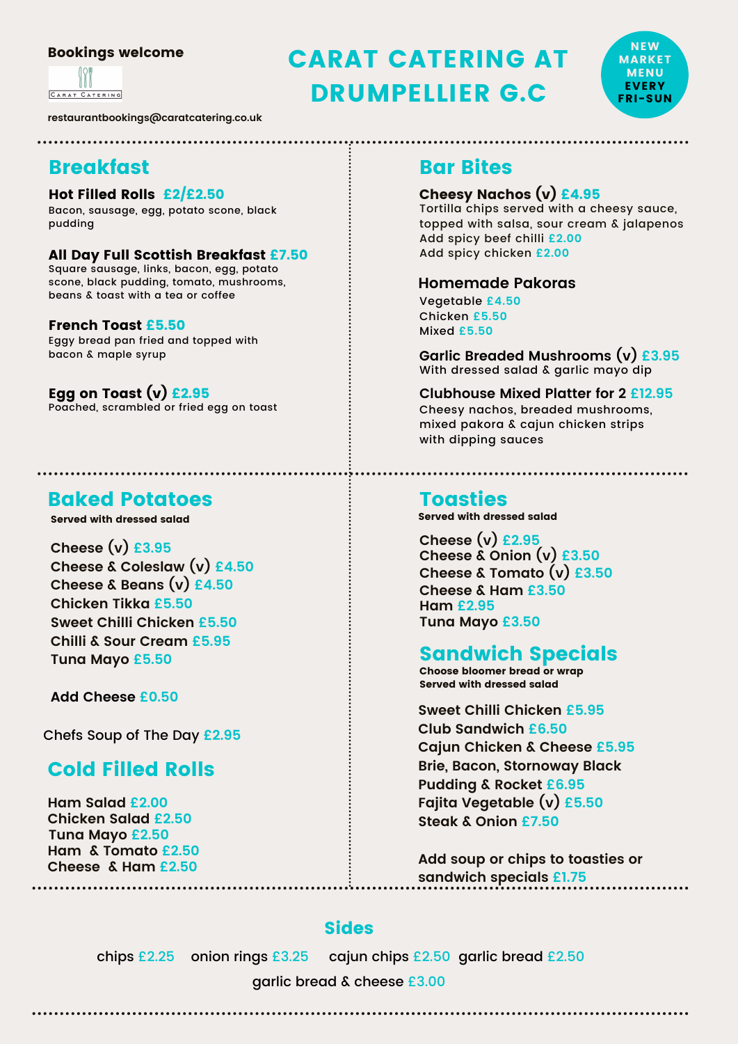**Bookings welcome**

CARAT CATERING

restaurantbookings@caratcatering.co.uk

# CARAT CATERING AT DRUMPELLIER G.C

NEW MARKET MENU EVERY FRI-SUN

## Breakfast

**Hot Filled Rolls** £2/£2.50
Bacon, sausage, egg, potato scone, black pudding

**All Day Full Scottish Breakfast** £7.50
Square sausage, links, bacon, egg, potato scone, black pudding, tomato, mushrooms, beans & toast with a tea or coffee

**French Toast** £5.50
Eggy bread pan fried and topped with bacon & maple syrup

**Egg on Toast (v)** £2.95
Poached, scrambled or fried egg on toast

## Bar Bites

**Cheesy Nachos (v)** £4.95
Tortilla chips served with a cheesy sauce, topped with salsa, sour cream & jalapenos
Add spicy beef chilli £2.00
Add spicy chicken £2.00

**Homemade Pakoras**
Vegetable £4.50
Chicken £5.50
Mixed £5.50

**Garlic Breaded Mushrooms (v)** £3.95
With dressed salad & garlic mayo dip

**Clubhouse Mixed Platter for 2** £12.95
Cheesy nachos, breaded mushrooms, mixed pakora & cajun chicken strips with dipping sauces

## Baked Potatoes

**Served with dressed salad**

Cheese (v) £3.95
Cheese & Coleslaw (v) £4.50
Cheese & Beans (v) £4.50
Chicken Tikka £5.50
Sweet Chilli Chicken £5.50
Chilli & Sour Cream £5.95
Tuna Mayo £5.50

Add Cheese £0.50

Chefs Soup of The Day £2.95

## Cold Filled Rolls

Ham Salad £2.00
Chicken Salad £2.50
Tuna Mayo £2.50
Ham & Tomato £2.50
Cheese & Ham £2.50

## Toasties

**Served with dressed salad**

Cheese (v) £2.95
Cheese & Onion (v) £3.50
Cheese & Tomato (v) £3.50
Cheese & Ham £3.50
Ham £2.95
Tuna Mayo £3.50

## Sandwich Specials

**Choose bloomer bread or wrap**
**Served with dressed salad**

Sweet Chilli Chicken £5.95
Club Sandwich £6.50
Cajun Chicken & Cheese £5.95
Brie, Bacon, Stornoway Black Pudding & Rocket £6.95
Fajita Vegetable (v) £5.50
Steak & Onion £7.50

Add soup or chips to toasties or sandwich specials £1.75

## Sides

chips £2.25 onion rings £3.25 cajun chips £2.50 garlic bread £2.50
garlic bread & cheese £3.00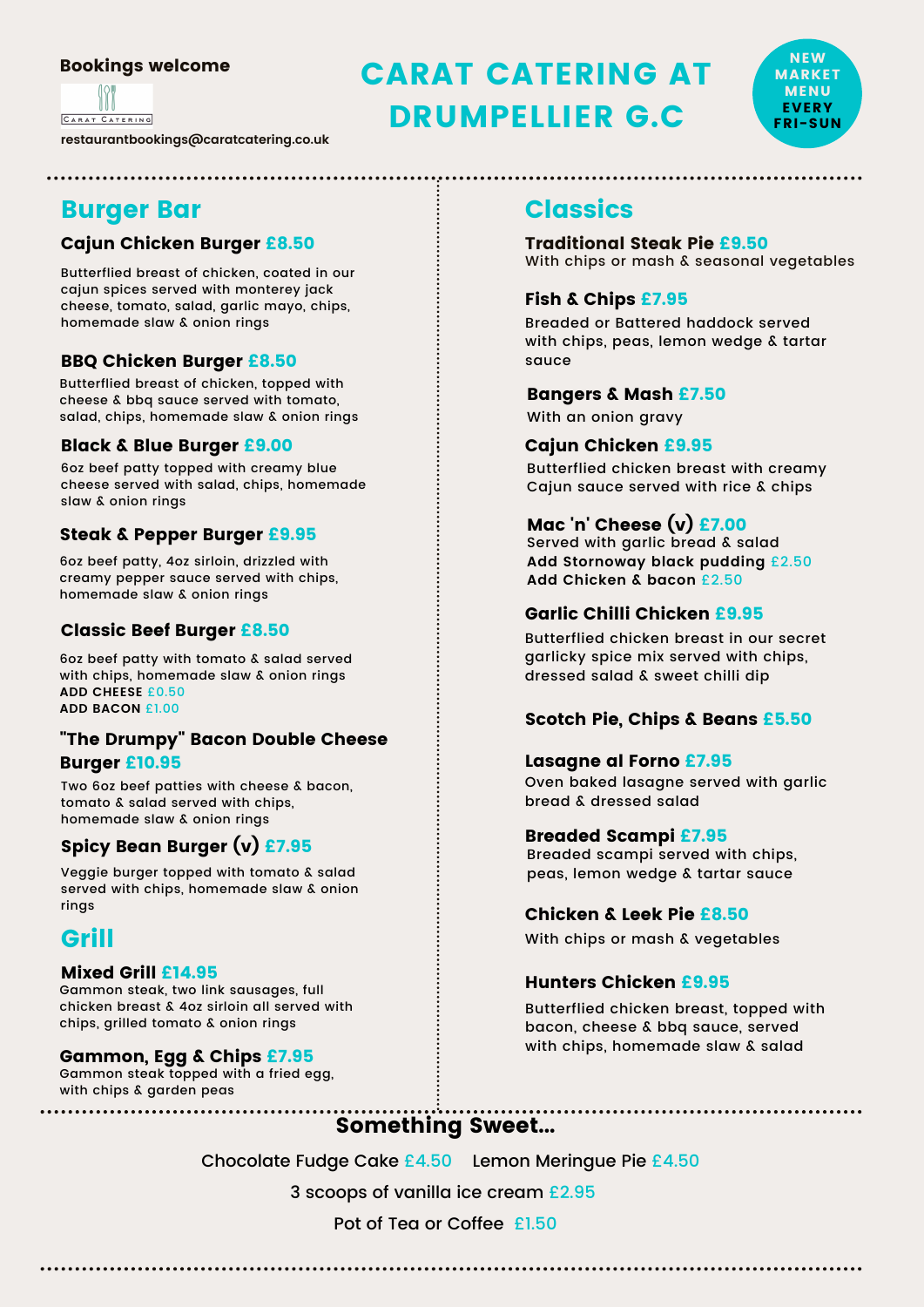**Bookings welcome**

restaurantbookings@caratcatering.co.uk

# CARAT CATERING AT DRUMPELLIER G.C

**NEW MARKET MENU EVERY FRI-SUN**

## Burger Bar

### Cajun Chicken Burger £8.50

Butterflied breast of chicken, coated in our cajun spices served with monterey jack cheese, tomato, salad, garlic mayo, chips, homemade slaw & onion rings

### BBQ Chicken Burger £8.50

Butterflied breast of chicken, topped with cheese & bbq sauce served with tomato, salad, chips, homemade slaw & onion rings

### Black & Blue Burger £9.00

6oz beef patty topped with creamy blue cheese served with salad, chips, homemade slaw & onion rings

### Steak & Pepper Burger £9.95

6oz beef patty, 4oz sirloin, drizzled with creamy pepper sauce served with chips, homemade slaw & onion rings

### Classic Beef Burger £8.50

6oz beef patty with tomato & salad served with chips, homemade slaw & onion rings
**ADD CHEESE** £0.50
**ADD BACON** £1.00

### "The Drumpy" Bacon Double Cheese Burger £10.95

Two 6oz beef patties with cheese & bacon, tomato & salad served with chips, homemade slaw & onion rings

### Spicy Bean Burger (v) £7.95

Veggie burger topped with tomato & salad served with chips, homemade slaw & onion rings

## Grill

### Mixed Grill £14.95

Gammon steak, two link sausages, full chicken breast & 4oz sirloin all served with chips, grilled tomato & onion rings

### Gammon, Egg & Chips £7.95

Gammon steak topped with a fried egg, with chips & garden peas

## Classics

### Traditional Steak Pie £9.50

With chips or mash & seasonal vegetables

### Fish & Chips £7.95

Breaded or Battered haddock served with chips, peas, lemon wedge & tartar sauce

### Bangers & Mash £7.50

With an onion gravy

### Cajun Chicken £9.95

Butterflied chicken breast with creamy Cajun sauce served with rice & chips

### Mac 'n' Cheese (v) £7.00

Served with garlic bread & salad
**Add Stornoway black pudding** £2.50
**Add Chicken & bacon** £2.50

### Garlic Chilli Chicken £9.95

Butterflied chicken breast in our secret garlicky spice mix served with chips, dressed salad & sweet chilli dip

### Scotch Pie, Chips & Beans £5.50

### Lasagne al Forno £7.95

Oven baked lasagne served with garlic bread & dressed salad

### Breaded Scampi £7.95

Breaded scampi served with chips, peas, lemon wedge & tartar sauce

### Chicken & Leek Pie £8.50

With chips or mash & vegetables

### Hunters Chicken £9.95

Butterflied chicken breast, topped with bacon, cheese & bbq sauce, served with chips, homemade slaw & salad

## Something Sweet...

Chocolate Fudge Cake £4.50    Lemon Meringue Pie £4.50

3 scoops of vanilla ice cream £2.95

Pot of Tea or Coffee £1.50